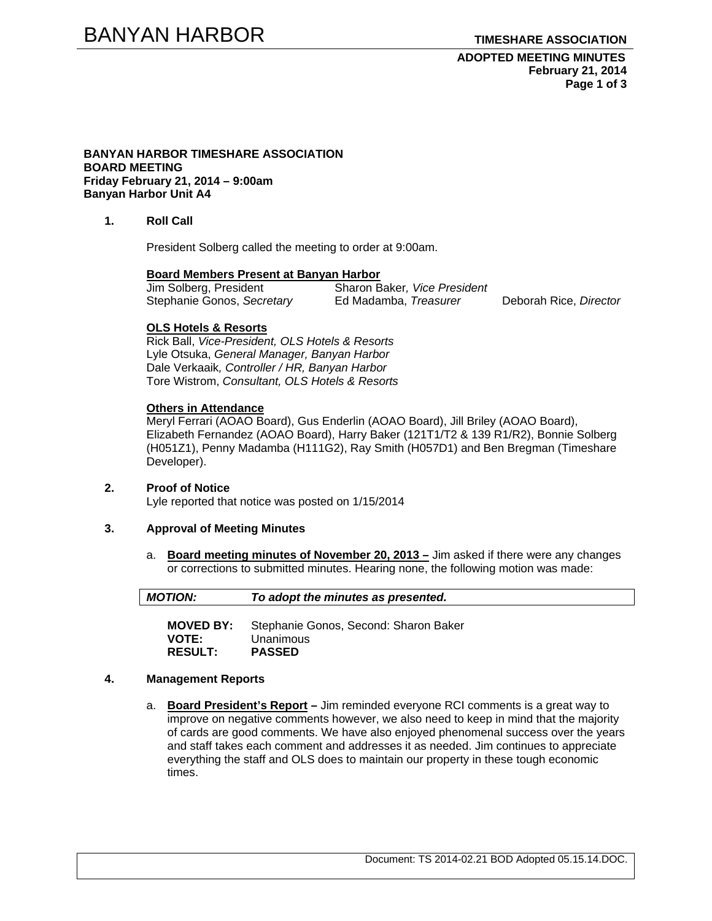**BANYAN HARBOR TIMESHARE ASSOCIATION**
**BOARD MEETING**
**Friday February 21, 2014 – 9:00am**
**Banyan Harbor Unit A4**

## 1. Roll Call

President Solberg called the meeting to order at 9:00am.

**Board Members Present at Banyan Harbor**

Jim Solberg, President
Sharon Baker, *Vice President*
Stephanie Gonos, *Secretary*
Ed Madamba, *Treasurer*
Deborah Rice, *Director*

**OLS Hotels & Resorts**

Rick Ball, *Vice-President, OLS Hotels & Resorts*
Lyle Otsuka, *General Manager, Banyan Harbor*
Dale Verkaaik*, Controller / HR, Banyan Harbor*
Tore Wistrom, *Consultant, OLS Hotels & Resorts*

**Others in Attendance**

Meryl Ferrari (AOAO Board), Gus Enderlin (AOAO Board), Jill Briley (AOAO Board), Elizabeth Fernandez (AOAO Board), Harry Baker (121T1/T2 & 139 R1/R2), Bonnie Solberg (H051Z1), Penny Madamba (H111G2), Ray Smith (H057D1) and Ben Bregman (Timeshare Developer).

## 2. Proof of Notice

Lyle reported that notice was posted on 1/15/2014

## 3. Approval of Meeting Minutes

a. **Board meeting minutes of November 20, 2013 –** Jim asked if there were any changes or corrections to submitted minutes. Hearing none, the following motion was made:

***MOTION: To adopt the minutes as presented.***

**MOVED BY:** Stephanie Gonos, Second: Sharon Baker
**VOTE:** Unanimous
**RESULT:** **PASSED**

## 4. Management Reports

a. **Board President's Report –** Jim reminded everyone RCI comments is a great way to improve on negative comments however, we also need to keep in mind that the majority of cards are good comments. We have also enjoyed phenomenal success over the years and staff takes each comment and addresses it as needed. Jim continues to appreciate everything the staff and OLS does to maintain our property in these tough economic times.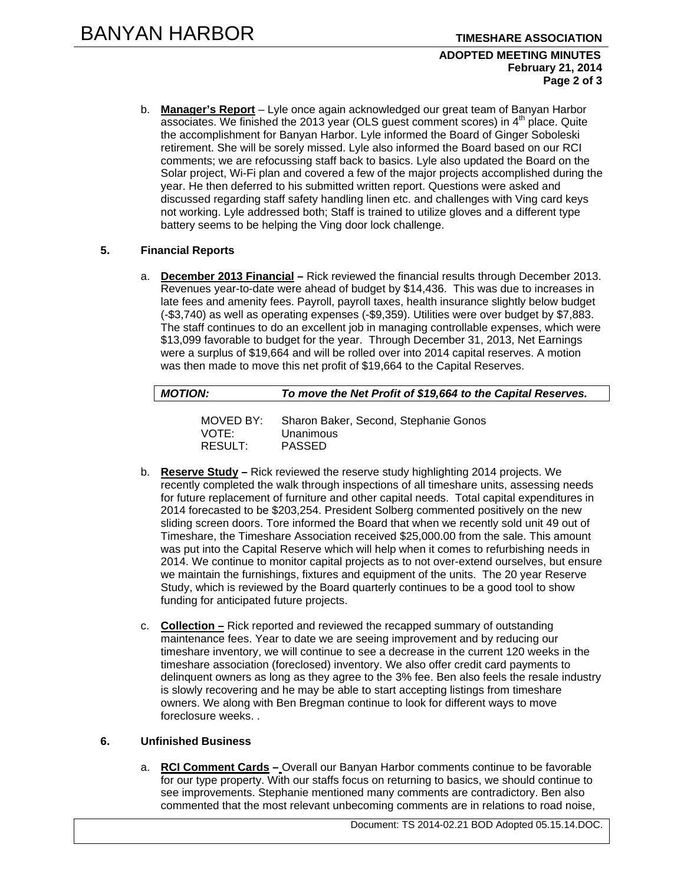b. **Manager's Report** – Lyle once again acknowledged our great team of Banyan Harbor associates. We finished the 2013 year (OLS guest comment scores) in 4th place. Quite the accomplishment for Banyan Harbor. Lyle informed the Board of Ginger Soboleski retirement. She will be sorely missed. Lyle also informed the Board based on our RCI comments; we are refocussing staff back to basics. Lyle also updated the Board on the Solar project, Wi-Fi plan and covered a few of the major projects accomplished during the year. He then deferred to his submitted written report. Questions were asked and discussed regarding staff safety handling linen etc. and challenges with Ving card keys not working. Lyle addressed both; Staff is trained to utilize gloves and a different type battery seems to be helping the Ving door lock challenge.

## 5. Financial Reports

a. **December 2013 Financial** – Rick reviewed the financial results through December 2013. Revenues year-to-date were ahead of budget by $14,436. This was due to increases in late fees and amenity fees. Payroll, payroll taxes, health insurance slightly below budget (-$3,740) as well as operating expenses (-$9,359). Utilities were over budget by $7,883. The staff continues to do an excellent job in managing controllable expenses, which were $13,099 favorable to budget for the year. Through December 31, 2013, Net Earnings were a surplus of $19,664 and will be rolled over into 2014 capital reserves. A motion was then made to move this net profit of $19,664 to the Capital Reserves.

***MOTION:*** ***To move the Net Profit of $19,664 to the Capital Reserves.***

MOVED BY: Sharon Baker, Second, Stephanie Gonos
VOTE: Unanimous
RESULT: PASSED

b. **Reserve Study** – Rick reviewed the reserve study highlighting 2014 projects. We recently completed the walk through inspections of all timeshare units, assessing needs for future replacement of furniture and other capital needs. Total capital expenditures in 2014 forecasted to be $203,254. President Solberg commented positively on the new sliding screen doors. Tore informed the Board that when we recently sold unit 49 out of Timeshare, the Timeshare Association received $25,000.00 from the sale. This amount was put into the Capital Reserve which will help when it comes to refurbishing needs in 2014. We continue to monitor capital projects as to not over-extend ourselves, but ensure we maintain the furnishings, fixtures and equipment of the units. The 20 year Reserve Study, which is reviewed by the Board quarterly continues to be a good tool to show funding for anticipated future projects.

c. **Collection** – Rick reported and reviewed the recapped summary of outstanding maintenance fees. Year to date we are seeing improvement and by reducing our timeshare inventory, we will continue to see a decrease in the current 120 weeks in the timeshare association (foreclosed) inventory. We also offer credit card payments to delinquent owners as long as they agree to the 3% fee. Ben also feels the resale industry is slowly recovering and he may be able to start accepting listings from timeshare owners. We along with Ben Bregman continue to look for different ways to move foreclosure weeks. .

## 6. Unfinished Business

a. **RCI Comment Cards** – Overall our Banyan Harbor comments continue to be favorable for our type property. With our staffs focus on returning to basics, we should continue to see improvements. Stephanie mentioned many comments are contradictory. Ben also commented that the most relevant unbecoming comments are in relations to road noise,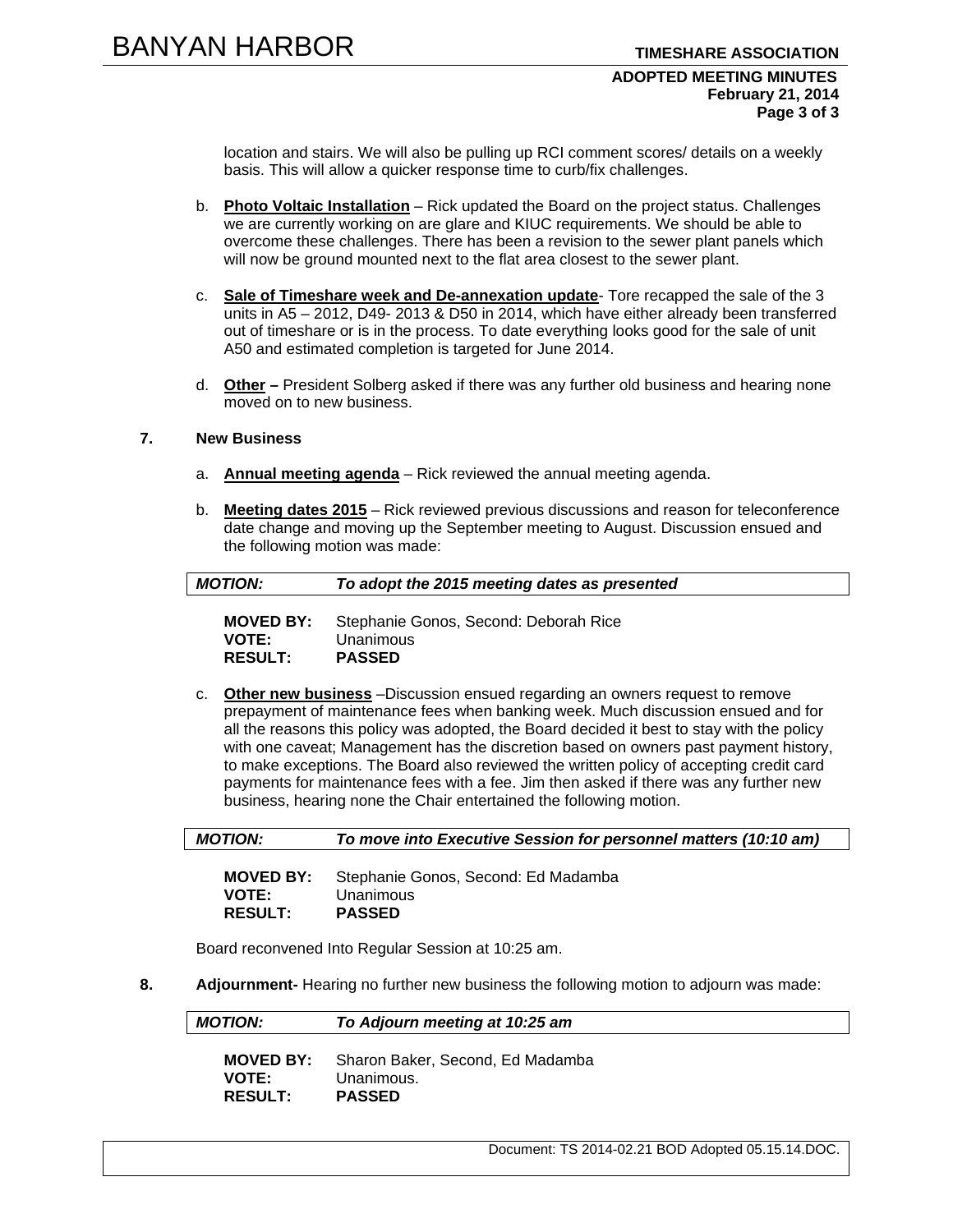location and stairs. We will also be pulling up RCI comment scores/ details on a weekly basis. This will allow a quicker response time to curb/fix challenges.

b. **Photo Voltaic Installation** – Rick updated the Board on the project status. Challenges we are currently working on are glare and KIUC requirements. We should be able to overcome these challenges. There has been a revision to the sewer plant panels which will now be ground mounted next to the flat area closest to the sewer plant.

c. **Sale of Timeshare week and De-annexation update**- Tore recapped the sale of the 3 units in A5 – 2012, D49- 2013 & D50 in 2014, which have either already been transferred out of timeshare or is in the process. To date everything looks good for the sale of unit A50 and estimated completion is targeted for June 2014.

d. **Other –** President Solberg asked if there was any further old business and hearing none moved on to new business.

**7. New Business**

a. **Annual meeting agenda** – Rick reviewed the annual meeting agenda.

b. **Meeting dates 2015** – Rick reviewed previous discussions and reason for teleconference date change and moving up the September meeting to August. Discussion ensued and the following motion was made:

***MOTION:*** ***To adopt the 2015 meeting dates as presented***

**MOVED BY:** Stephanie Gonos, Second: Deborah Rice
**VOTE:** Unanimous
**RESULT:** **PASSED**

c. **Other new business** –Discussion ensued regarding an owners request to remove prepayment of maintenance fees when banking week. Much discussion ensued and for all the reasons this policy was adopted, the Board decided it best to stay with the policy with one caveat; Management has the discretion based on owners past payment history, to make exceptions. The Board also reviewed the written policy of accepting credit card payments for maintenance fees with a fee. Jim then asked if there was any further new business, hearing none the Chair entertained the following motion.

***MOTION:*** ***To move into Executive Session for personnel matters (10:10 am)***

**MOVED BY:** Stephanie Gonos, Second: Ed Madamba
**VOTE:** Unanimous
**RESULT:** **PASSED**

Board reconvened Into Regular Session at 10:25 am.

**8. Adjournment-** Hearing no further new business the following motion to adjourn was made:

***MOTION:*** ***To Adjourn meeting at 10:25 am***

**MOVED BY:** Sharon Baker, Second, Ed Madamba
**VOTE:** Unanimous.
**RESULT:** **PASSED**